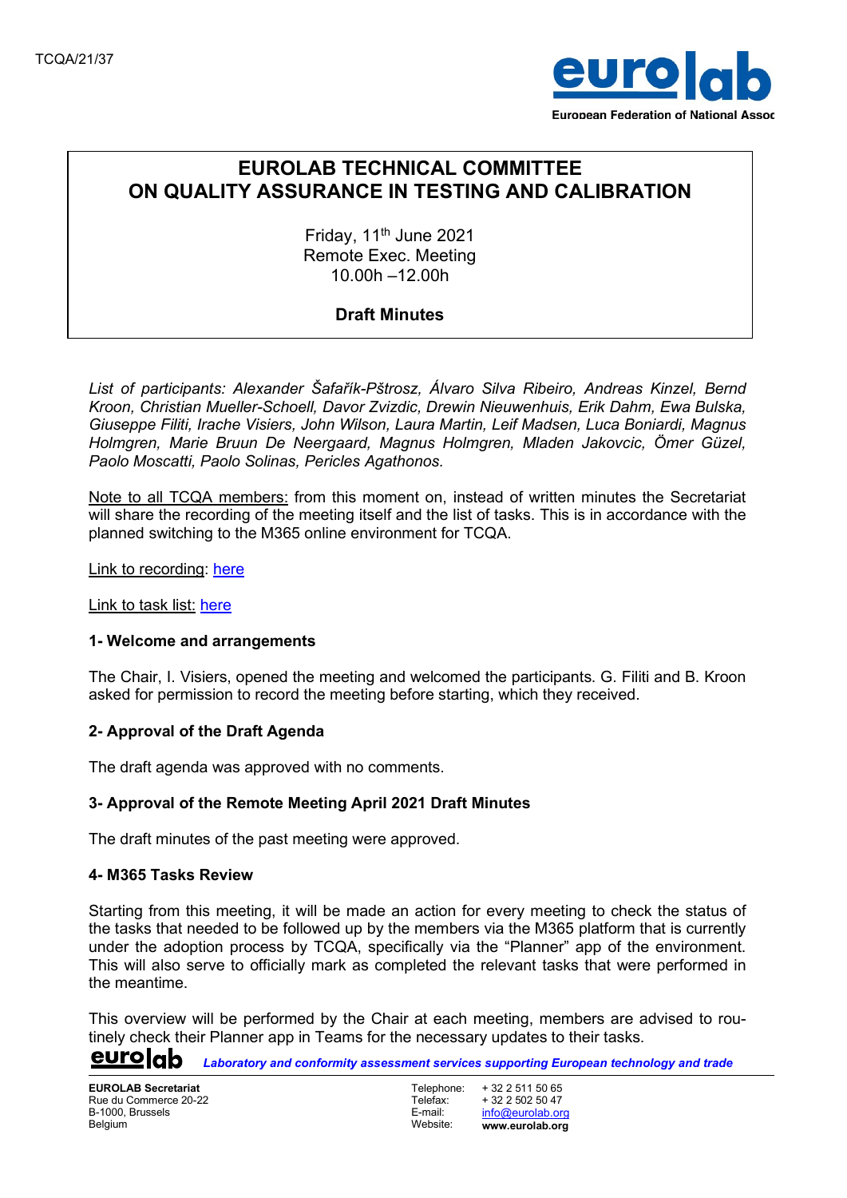TCQA/21/37

# EUROLAB TECHNICAL COMMITTEE ON QUALITY ASSURANCE IN TESTING AND CALIBRATION

Friday, 11th June 2021
Remote Exec. Meeting
10.00h –12.00h

**Draft Minutes**

*List of participants: Alexander Šafařík-Pštrosz, Álvaro Silva Ribeiro, Andreas Kinzel, Bernd Kroon, Christian Mueller-Schoell, Davor Zvizdic, Drewin Nieuwenhuis, Erik Dahm, Ewa Bulska, Giuseppe Filiti, Irache Visiers, John Wilson, Laura Martin, Leif Madsen, Luca Boniardi, Magnus Holmgren, Marie Bruun De Neergaard, Magnus Holmgren, Mladen Jakovcic, Ömer Güzel, Paolo Moscatti, Paolo Solinas, Pericles Agathonos.*

Note to all TCQA members: from this moment on, instead of written minutes the Secretariat will share the recording of the meeting itself and the list of tasks. This is in accordance with the planned switching to the M365 online environment for TCQA.

Link to recording: here

Link to task list: here

### 1- Welcome and arrangements

The Chair, I. Visiers, opened the meeting and welcomed the participants. G. Filiti and B. Kroon asked for permission to record the meeting before starting, which they received.

### 2- Approval of the Draft Agenda

The draft agenda was approved with no comments.

### 3- Approval of the Remote Meeting April 2021 Draft Minutes

The draft minutes of the past meeting were approved.

### 4- M365 Tasks Review

Starting from this meeting, it will be made an action for every meeting to check the status of the tasks that needed to be followed up by the members via the M365 platform that is currently under the adoption process by TCQA, specifically via the "Planner" app of the environment. This will also serve to officially mark as completed the relevant tasks that were performed in the meantime.

This overview will be performed by the Chair at each meeting, members are advised to routinely check their Planner app in Teams for the necessary updates to their tasks.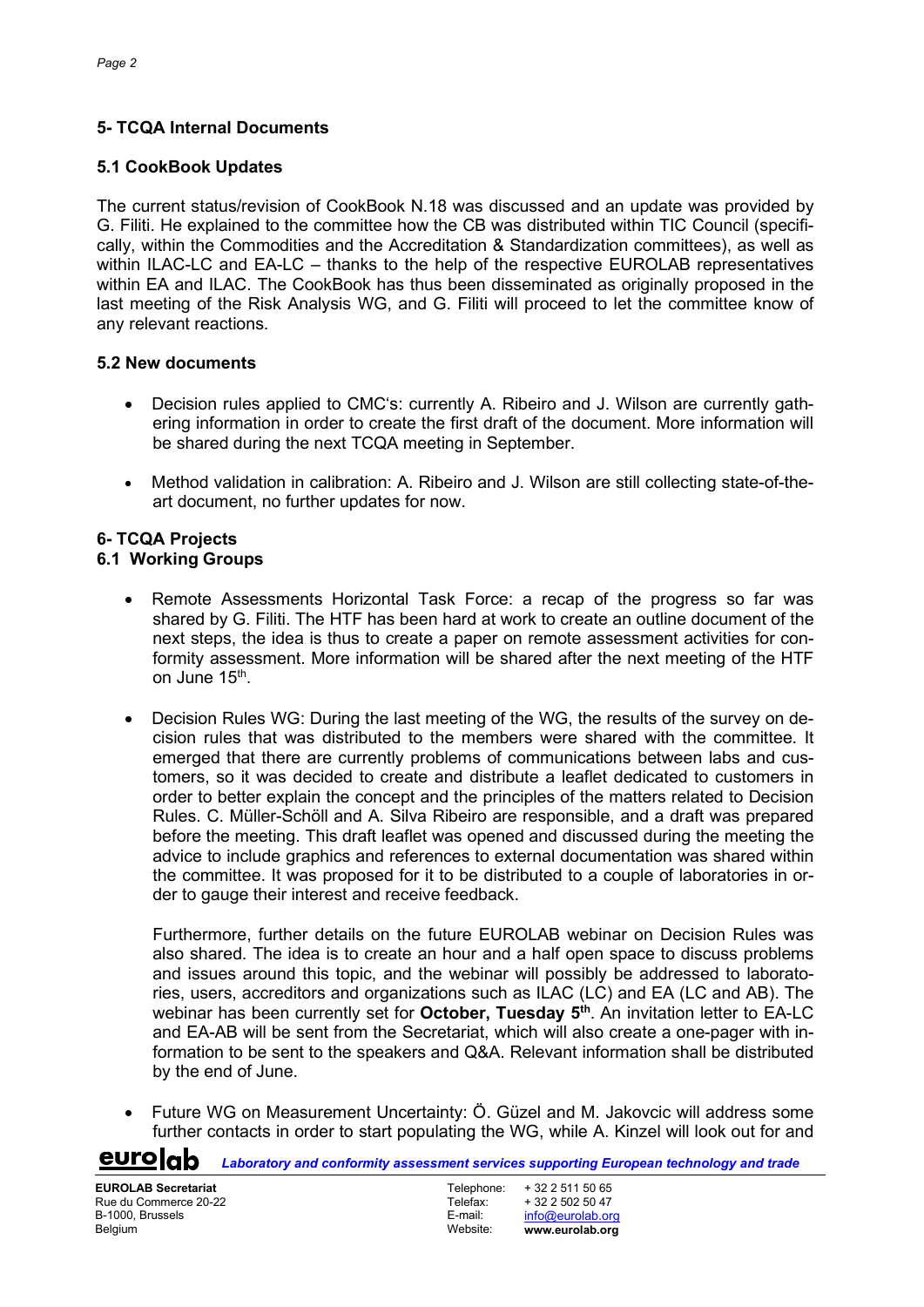## 5- TCQA Internal Documents

### 5.1 CookBook Updates

The current status/revision of CookBook N.18 was discussed and an update was provided by G. Filiti. He explained to the committee how the CB was distributed within TIC Council (specifically, within the Commodities and the Accreditation & Standardization committees), as well as within ILAC-LC and EA-LC – thanks to the help of the respective EUROLAB representatives within EA and ILAC. The CookBook has thus been disseminated as originally proposed in the last meeting of the Risk Analysis WG, and G. Filiti will proceed to let the committee know of any relevant reactions.

### 5.2 New documents

- Decision rules applied to CMC's: currently A. Ribeiro and J. Wilson are currently gathering information in order to create the first draft of the document. More information will be shared during the next TCQA meeting in September.

- Method validation in calibration: A. Ribeiro and J. Wilson are still collecting state-of-the-art document, no further updates for now.

## 6- TCQA Projects

### 6.1 Working Groups

- Remote Assessments Horizontal Task Force: a recap of the progress so far was shared by G. Filiti. The HTF has been hard at work to create an outline document of the next steps, the idea is thus to create a paper on remote assessment activities for conformity assessment. More information will be shared after the next meeting of the HTF on June 15th.

- Decision Rules WG: During the last meeting of the WG, the results of the survey on decision rules that was distributed to the members were shared with the committee. It emerged that there are currently problems of communications between labs and customers, so it was decided to create and distribute a leaflet dedicated to customers in order to better explain the concept and the principles of the matters related to Decision Rules. C. Müller-Schöll and A. Silva Ribeiro are responsible, and a draft was prepared before the meeting. This draft leaflet was opened and discussed during the meeting the advice to include graphics and references to external documentation was shared within the committee. It was proposed for it to be distributed to a couple of laboratories in order to gauge their interest and receive feedback.

  Furthermore, further details on the future EUROLAB webinar on Decision Rules was also shared. The idea is to create an hour and a half open space to discuss problems and issues around this topic, and the webinar will possibly be addressed to laboratories, users, accreditors and organizations such as ILAC (LC) and EA (LC and AB). The webinar has been currently set for **October, Tuesday 5th**. An invitation letter to EA-LC and EA-AB will be sent from the Secretariat, which will also create a one-pager with information to be sent to the speakers and Q&A. Relevant information shall be distributed by the end of June.

- Future WG on Measurement Uncertainty: Ö. Güzel and M. Jakovcic will address some further contacts in order to start populating the WG, while A. Kinzel will look out for and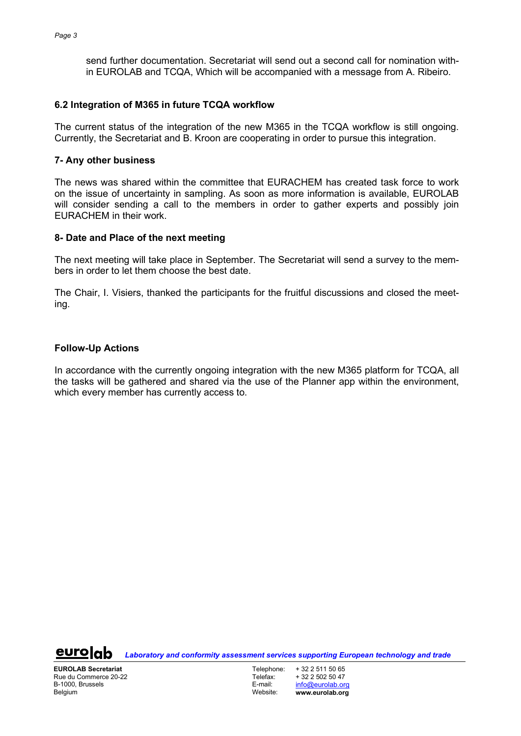send further documentation. Secretariat will send out a second call for nomination within EUROLAB and TCQA, Which will be accompanied with a message from A. Ribeiro.

### 6.2 Integration of M365 in future TCQA workflow

The current status of the integration of the new M365 in the TCQA workflow is still ongoing. Currently, the Secretariat and B. Kroon are cooperating in order to pursue this integration.

### 7- Any other business

The news was shared within the committee that EURACHEM has created task force to work on the issue of uncertainty in sampling. As soon as more information is available, EUROLAB will consider sending a call to the members in order to gather experts and possibly join EURACHEM in their work.

### 8- Date and Place of the next meeting

The next meeting will take place in September. The Secretariat will send a survey to the members in order to let them choose the best date.

The Chair, I. Visiers, thanked the participants for the fruitful discussions and closed the meeting.

### Follow-Up Actions

In accordance with the currently ongoing integration with the new M365 platform for TCQA, all the tasks will be gathered and shared via the use of the Planner app within the environment, which every member has currently access to.